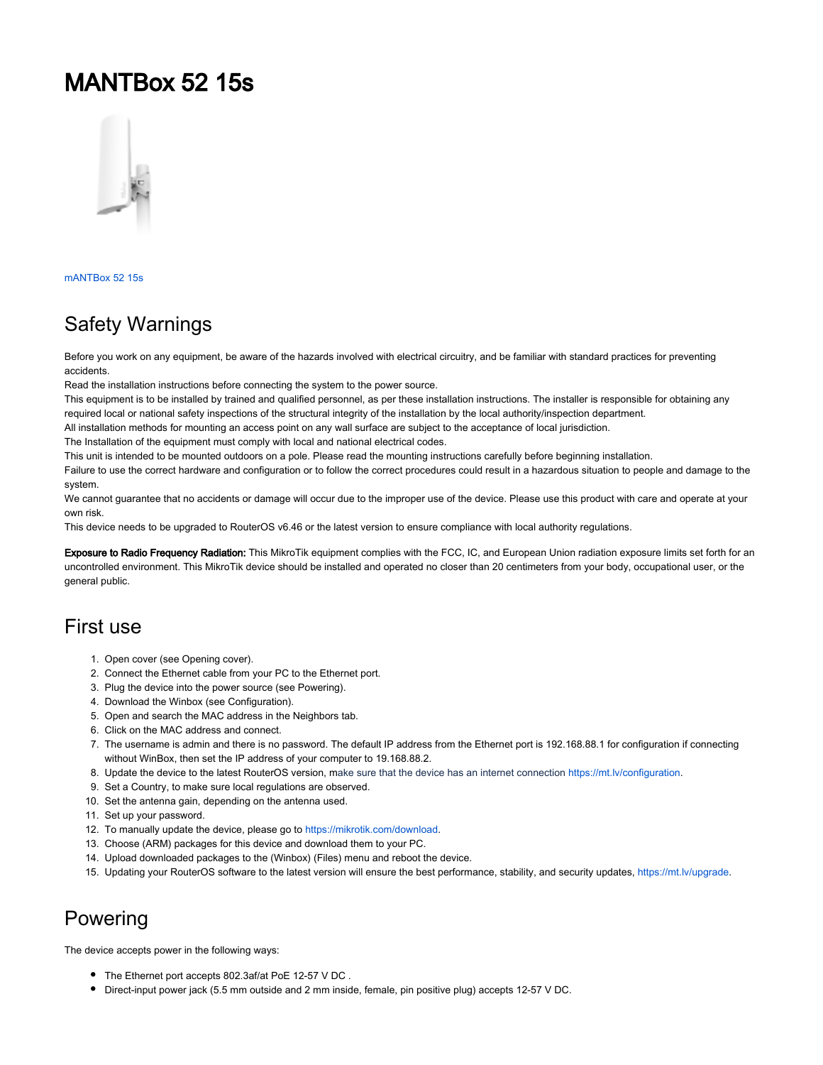# MANTBox 52 15s

mANTBox 52 15s

## Safety Warnings

Before you work on any equipment, be aware of the hazards involved with electrical circuitry, and be familiar with standard practices for preventing accidents.
Read the installation instructions before connecting the system to the power source.
This equipment is to be installed by trained and qualified personnel, as per these installation instructions. The installer is responsible for obtaining any required local or national safety inspections of the structural integrity of the installation by the local authority/inspection department.
All installation methods for mounting an access point on any wall surface are subject to the acceptance of local jurisdiction.
The Installation of the equipment must comply with local and national electrical codes.
This unit is intended to be mounted outdoors on a pole. Please read the mounting instructions carefully before beginning installation.
Failure to use the correct hardware and configuration or to follow the correct procedures could result in a hazardous situation to people and damage to the system.
We cannot guarantee that no accidents or damage will occur due to the improper use of the device. Please use this product with care and operate at your own risk.
This device needs to be upgraded to RouterOS v6.46 or the latest version to ensure compliance with local authority regulations.

**Exposure to Radio Frequency Radiation:** This MikroTik equipment complies with the FCC, IC, and European Union radiation exposure limits set forth for an uncontrolled environment. This MikroTik device should be installed and operated no closer than 20 centimeters from your body, occupational user, or the general public.

## First use

1. Open cover (see Opening cover).
2. Connect the Ethernet cable from your PC to the Ethernet port.
3. Plug the device into the power source (see Powering).
4. Download the Winbox (see Configuration).
5. Open and search the MAC address in the Neighbors tab.
6. Click on the MAC address and connect.
7. The username is admin and there is no password. The default IP address from the Ethernet port is 192.168.88.1 for configuration if connecting without WinBox, then set the IP address of your computer to 19.168.88.2.
8. Update the device to the latest RouterOS version, make sure that the device has an internet connection https://mt.lv/configuration.
9. Set a Country, to make sure local regulations are observed.
10. Set the antenna gain, depending on the antenna used.
11. Set up your password.
12. To manually update the device, please go to https://mikrotik.com/download.
13. Choose (ARM) packages for this device and download them to your PC.
14. Upload downloaded packages to the (Winbox) (Files) menu and reboot the device.
15. Updating your RouterOS software to the latest version will ensure the best performance, stability, and security updates, https://mt.lv/upgrade.

## Powering

The device accepts power in the following ways:

- The Ethernet port accepts 802.3af/at PoE 12-57 V DC .
- Direct-input power jack (5.5 mm outside and 2 mm inside, female, pin positive plug) accepts 12-57 V DC.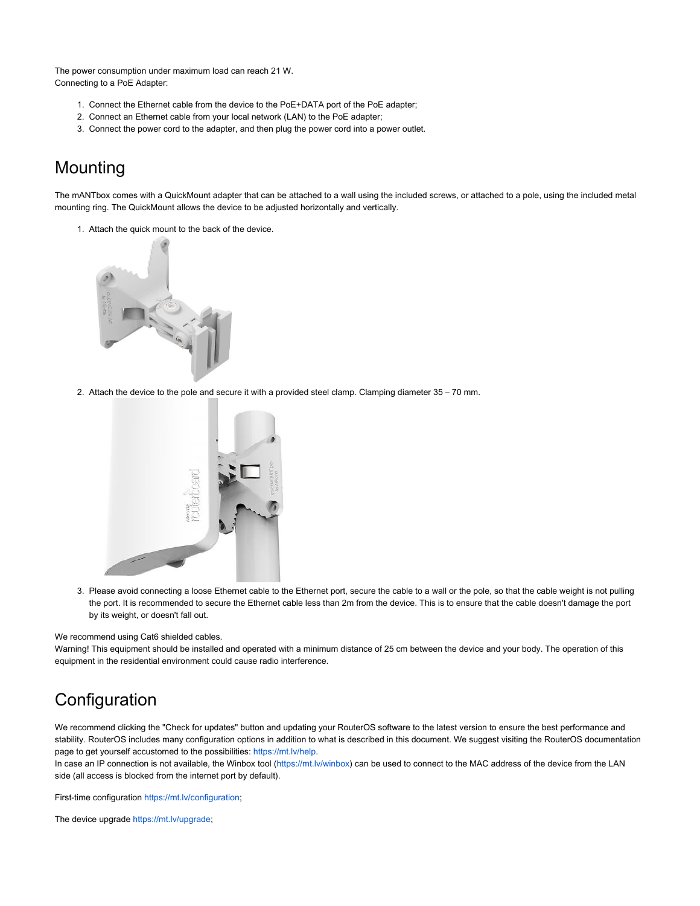The power consumption under maximum load can reach 21 W.
Connecting to a PoE Adapter:

1. Connect the Ethernet cable from the device to the PoE+DATA port of the PoE adapter;
2. Connect an Ethernet cable from your local network (LAN) to the PoE adapter;
3. Connect the power cord to the adapter, and then plug the power cord into a power outlet.

# Mounting

The mANTbox comes with a QuickMount adapter that can be attached to a wall using the included screws, or attached to a pole, using the included metal mounting ring. The QuickMount allows the device to be adjusted horizontally and vertically.

1. Attach the quick mount to the back of the device.
2. Attach the device to the pole and secure it with a provided steel clamp. Clamping diameter 35 – 70 mm.
3. Please avoid connecting a loose Ethernet cable to the Ethernet port, secure the cable to a wall or the pole, so that the cable weight is not pulling the port. It is recommended to secure the Ethernet cable less than 2m from the device. This is to ensure that the cable doesn't damage the port by its weight, or doesn't fall out.

We recommend using Cat6 shielded cables.
Warning! This equipment should be installed and operated with a minimum distance of 25 cm between the device and your body. The operation of this equipment in the residential environment could cause radio interference.

# Configuration

We recommend clicking the "Check for updates" button and updating your RouterOS software to the latest version to ensure the best performance and stability. RouterOS includes many configuration options in addition to what is described in this document. We suggest visiting the RouterOS documentation page to get yourself accustomed to the possibilities: https://mt.lv/help.
In case an IP connection is not available, the Winbox tool (https://mt.lv/winbox) can be used to connect to the MAC address of the device from the LAN side (all access is blocked from the internet port by default).

First-time configuration https://mt.lv/configuration;

The device upgrade https://mt.lv/upgrade;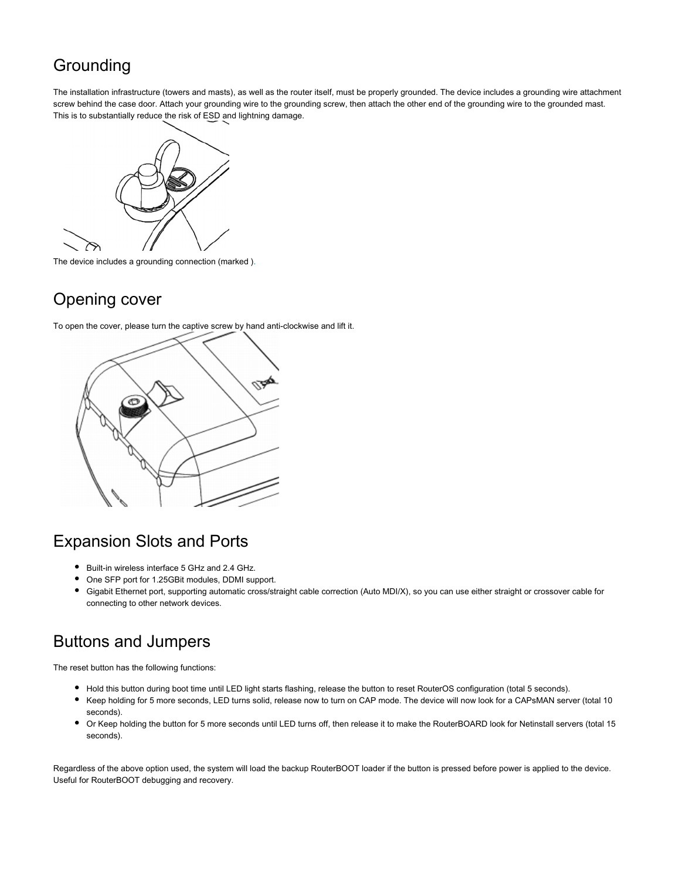## Grounding

The installation infrastructure (towers and masts), as well as the router itself, must be properly grounded. The device includes a grounding wire attachment screw behind the case door. Attach your grounding wire to the grounding screw, then attach the other end of the grounding wire to the grounded mast. This is to substantially reduce the risk of ESD and lightning damage.

The device includes a grounding connection (marked ).

## Opening cover

To open the cover, please turn the captive screw by hand anti-clockwise and lift it.

## Expansion Slots and Ports

- Built-in wireless interface 5 GHz and 2.4 GHz.
- One SFP port for 1.25GBit modules, DDMI support.
- Gigabit Ethernet port, supporting automatic cross/straight cable correction (Auto MDI/X), so you can use either straight or crossover cable for connecting to other network devices.

## Buttons and Jumpers

The reset button has the following functions:

- Hold this button during boot time until LED light starts flashing, release the button to reset RouterOS configuration (total 5 seconds).
- Keep holding for 5 more seconds, LED turns solid, release now to turn on CAP mode. The device will now look for a CAPsMAN server (total 10 seconds).
- Or Keep holding the button for 5 more seconds until LED turns off, then release it to make the RouterBOARD look for Netinstall servers (total 15 seconds).

Regardless of the above option used, the system will load the backup RouterBOOT loader if the button is pressed before power is applied to the device. Useful for RouterBOOT debugging and recovery.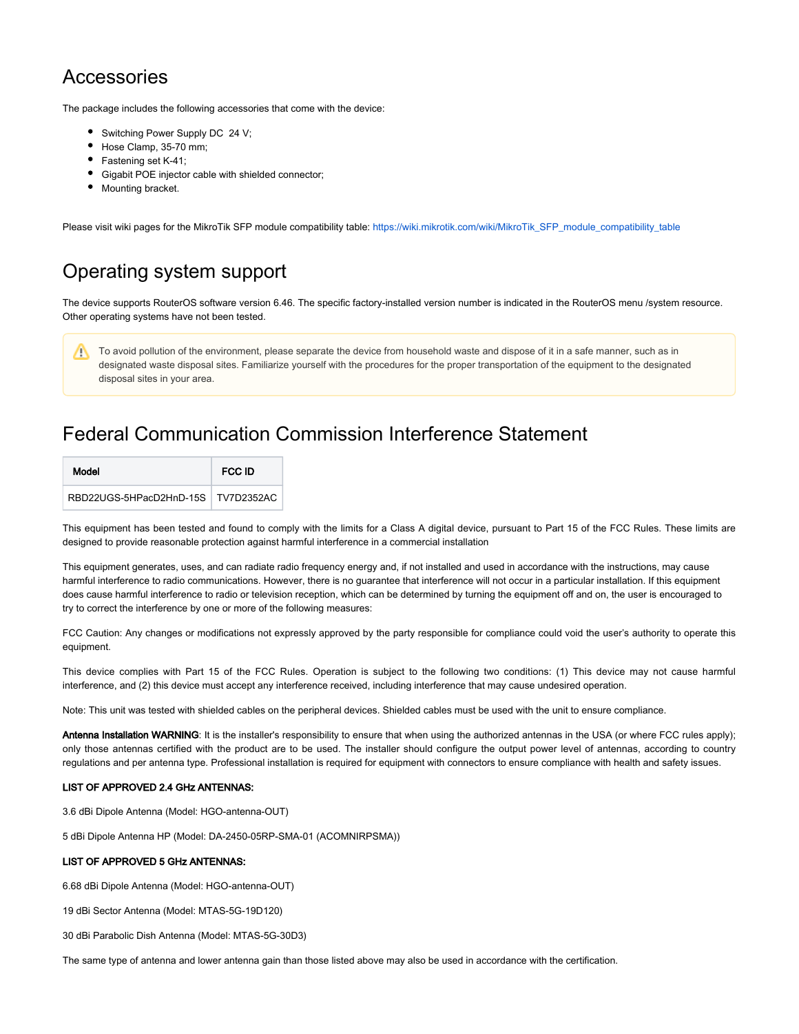## Accessories

The package includes the following accessories that come with the device:

- Switching Power Supply DC  24 V;
- Hose Clamp, 35-70 mm;
- Fastening set K-41;
- Gigabit POE injector cable with shielded connector;
- Mounting bracket.

Please visit wiki pages for the MikroTik SFP module compatibility table: https://wiki.mikrotik.com/wiki/MikroTik_SFP_module_compatibility_table

## Operating system support

The device supports RouterOS software version 6.46. The specific factory-installed version number is indicated in the RouterOS menu /system resource. Other operating systems have not been tested.

> To avoid pollution of the environment, please separate the device from household waste and dispose of it in a safe manner, such as in designated waste disposal sites. Familiarize yourself with the procedures for the proper transportation of the equipment to the designated disposal sites in your area.

## Federal Communication Commission Interference Statement

| Model | FCC ID |
| --- | --- |
| RBD22UGS-5HPacD2HnD-15S | TV7D2352AC |

This equipment has been tested and found to comply with the limits for a Class A digital device, pursuant to Part 15 of the FCC Rules. These limits are designed to provide reasonable protection against harmful interference in a commercial installation

This equipment generates, uses, and can radiate radio frequency energy and, if not installed and used in accordance with the instructions, may cause harmful interference to radio communications. However, there is no guarantee that interference will not occur in a particular installation. If this equipment does cause harmful interference to radio or television reception, which can be determined by turning the equipment off and on, the user is encouraged to try to correct the interference by one or more of the following measures:

FCC Caution: Any changes or modifications not expressly approved by the party responsible for compliance could void the user's authority to operate this equipment.

This device complies with Part 15 of the FCC Rules. Operation is subject to the following two conditions: (1) This device may not cause harmful interference, and (2) this device must accept any interference received, including interference that may cause undesired operation.

Note: This unit was tested with shielded cables on the peripheral devices. Shielded cables must be used with the unit to ensure compliance.

**Antenna Installation WARNING**: It is the installer's responsibility to ensure that when using the authorized antennas in the USA (or where FCC rules apply); only those antennas certified with the product are to be used. The installer should configure the output power level of antennas, according to country regulations and per antenna type. Professional installation is required for equipment with connectors to ensure compliance with health and safety issues.

**LIST OF APPROVED 2.4 GHz ANTENNAS:**

3.6 dBi Dipole Antenna (Model: HGO-antenna-OUT)

5 dBi Dipole Antenna HP (Model: DA-2450-05RP-SMA-01 (ACOMNIRPSMA))

**LIST OF APPROVED 5 GHz ANTENNAS:**

6.68 dBi Dipole Antenna (Model: HGO-antenna-OUT)

19 dBi Sector Antenna (Model: MTAS-5G-19D120)

30 dBi Parabolic Dish Antenna (Model: MTAS-5G-30D3)

The same type of antenna and lower antenna gain than those listed above may also be used in accordance with the certification.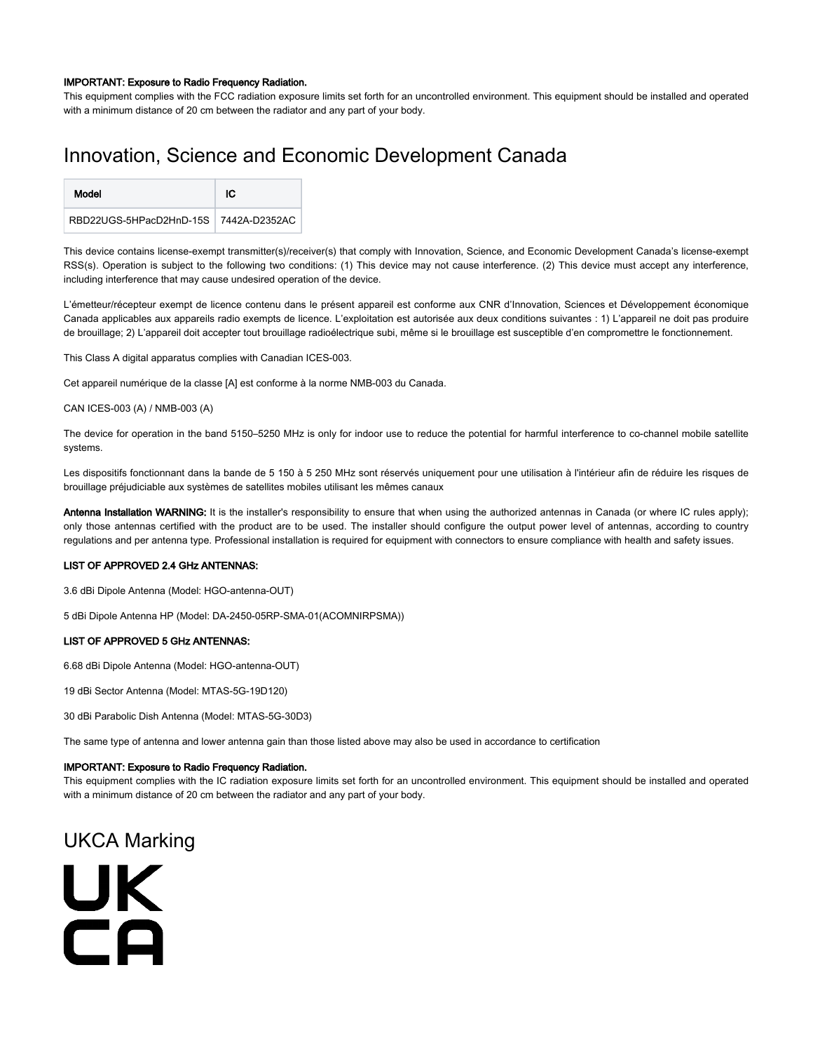**IMPORTANT: Exposure to Radio Frequency Radiation.**
This equipment complies with the FCC radiation exposure limits set forth for an uncontrolled environment. This equipment should be installed and operated with a minimum distance of 20 cm between the radiator and any part of your body.

# Innovation, Science and Economic Development Canada

| Model | IC |
|---|---|
| RBD22UGS-5HPacD2HnD-15S | 7442A-D2352AC |

This device contains license-exempt transmitter(s)/receiver(s) that comply with Innovation, Science, and Economic Development Canada's license-exempt RSS(s). Operation is subject to the following two conditions: (1) This device may not cause interference. (2) This device must accept any interference, including interference that may cause undesired operation of the device.

L'émetteur/récepteur exempt de licence contenu dans le présent appareil est conforme aux CNR d'Innovation, Sciences et Développement économique Canada applicables aux appareils radio exempts de licence. L'exploitation est autorisée aux deux conditions suivantes : 1) L'appareil ne doit pas produire de brouillage; 2) L'appareil doit accepter tout brouillage radioélectrique subi, même si le brouillage est susceptible d'en compromettre le fonctionnement.

This Class A digital apparatus complies with Canadian ICES-003.

Cet appareil numérique de la classe [A] est conforme à la norme NMB-003 du Canada.

CAN ICES-003 (A) / NMB-003 (A)

The device for operation in the band 5150–5250 MHz is only for indoor use to reduce the potential for harmful interference to co-channel mobile satellite systems.

Les dispositifs fonctionnant dans la bande de 5 150 à 5 250 MHz sont réservés uniquement pour une utilisation à l'intérieur afin de réduire les risques de brouillage préjudiciable aux systèmes de satellites mobiles utilisant les mêmes canaux

**Antenna Installation WARNING:** It is the installer's responsibility to ensure that when using the authorized antennas in Canada (or where IC rules apply); only those antennas certified with the product are to be used. The installer should configure the output power level of antennas, according to country regulations and per antenna type. Professional installation is required for equipment with connectors to ensure compliance with health and safety issues.

**LIST OF APPROVED 2.4 GHz ANTENNAS:**

3.6 dBi Dipole Antenna (Model: HGO-antenna-OUT)

5 dBi Dipole Antenna HP (Model: DA-2450-05RP-SMA-01(ACOMNIRPSMA))

**LIST OF APPROVED 5 GHz ANTENNAS:**

6.68 dBi Dipole Antenna (Model: HGO-antenna-OUT)

19 dBi Sector Antenna (Model: MTAS-5G-19D120)

30 dBi Parabolic Dish Antenna (Model: MTAS-5G-30D3)

The same type of antenna and lower antenna gain than those listed above may also be used in accordance to certification

**IMPORTANT: Exposure to Radio Frequency Radiation.**
This equipment complies with the IC radiation exposure limits set forth for an uncontrolled environment. This equipment should be installed and operated with a minimum distance of 20 cm between the radiator and any part of your body.

# UKCA Marking

UK
CA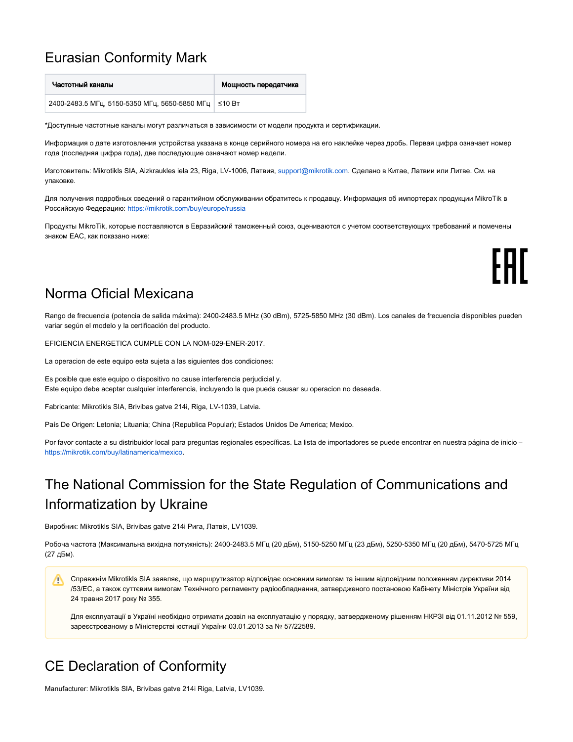# Eurasian Conformity Mark

| Частотный каналы | Мощность передатчика |
| --- | --- |
| 2400-2483.5 МГц, 5150-5350 МГц, 5650-5850 МГц | ≤10 Вт |

*Доступные частотные каналы могут различаться в зависимости от модели продукта и сертификации.

Информация о дате изготовления устройства указана в конце серийного номера на его наклейке через дробь. Первая цифра означает номер года (последняя цифра года), две последующие означают номер недели.

Изготовитель: Mikrotikls SIA, Aizkraukles iela 23, Riga, LV-1006, Латвия, support@mikrotik.com. Сделано в Китае, Латвии или Литве. См. на упаковке.

Для получения подробных сведений о гарантийном обслуживании обратитесь к продавцу. Информация об импортерах продукции MikroTik в Российскую Федерацию: https://mikrotik.com/buy/europe/russia

Продукты MikroTik, которые поставляются в Евразийский таможенный союз, оцениваются с учетом соответствующих требований и помечены знаком EAC, как показано ниже:

EAC

# Norma Oficial Mexicana

Rango de frecuencia (potencia de salida máxima): 2400-2483.5 MHz (30 dBm), 5725-5850 MHz (30 dBm). Los canales de frecuencia disponibles pueden variar según el modelo y la certificación del producto.

EFICIENCIA ENERGETICA CUMPLE CON LA NOM-029-ENER-2017.

La operacion de este equipo esta sujeta a las siguientes dos condiciones:

Es posible que este equipo o dispositivo no cause interferencia perjudicial y.
Este equipo debe aceptar cualquier interferencia, incluyendo la que pueda causar su operacion no deseada.

Fabricante: Mikrotikls SIA, Brivibas gatve 214i, Riga, LV-1039, Latvia.

País De Origen: Letonia; Lituania; China (Republica Popular); Estados Unidos De America; Mexico.

Por favor contacte a su distribuidor local para preguntas regionales específicas. La lista de importadores se puede encontrar en nuestra página de inicio – https://mikrotik.com/buy/latinamerica/mexico.

# The National Commission for the State Regulation of Communications and Informatization by Ukraine

Виробник: Mikrotikls SIA, Brivibas gatve 214i Рига, Латвія, LV1039.

Робоча частота (Максимальна вихідна потужність): 2400-2483.5 МГц (20 дБм), 5150-5250 МГц (23 дБм), 5250-5350 МГц (20 дБм), 5470-5725 МГц (27 дБм).

> Справжнім Mikrotikls SIA заявляє, що маршрутизатор відповідає основним вимогам та іншим відповідним положенням директиви 2014/53/EC, а також суттєвим вимогам Технічного регламенту радіообладнання, затвердженого постановою Кабінету Міністрів України від 24 травня 2017 року № 355.
>
> Для експлуатації в Україні необхідно отримати дозвіл на експлуатацію у порядку, затвердженому рішенням НКРЗІ від 01.11.2012 № 559, зареєстрованому в Міністерстві юстиції України 03.01.2013 за № 57/22589.

# CE Declaration of Conformity

Manufacturer: Mikrotikls SIA, Brivibas gatve 214i Riga, Latvia, LV1039.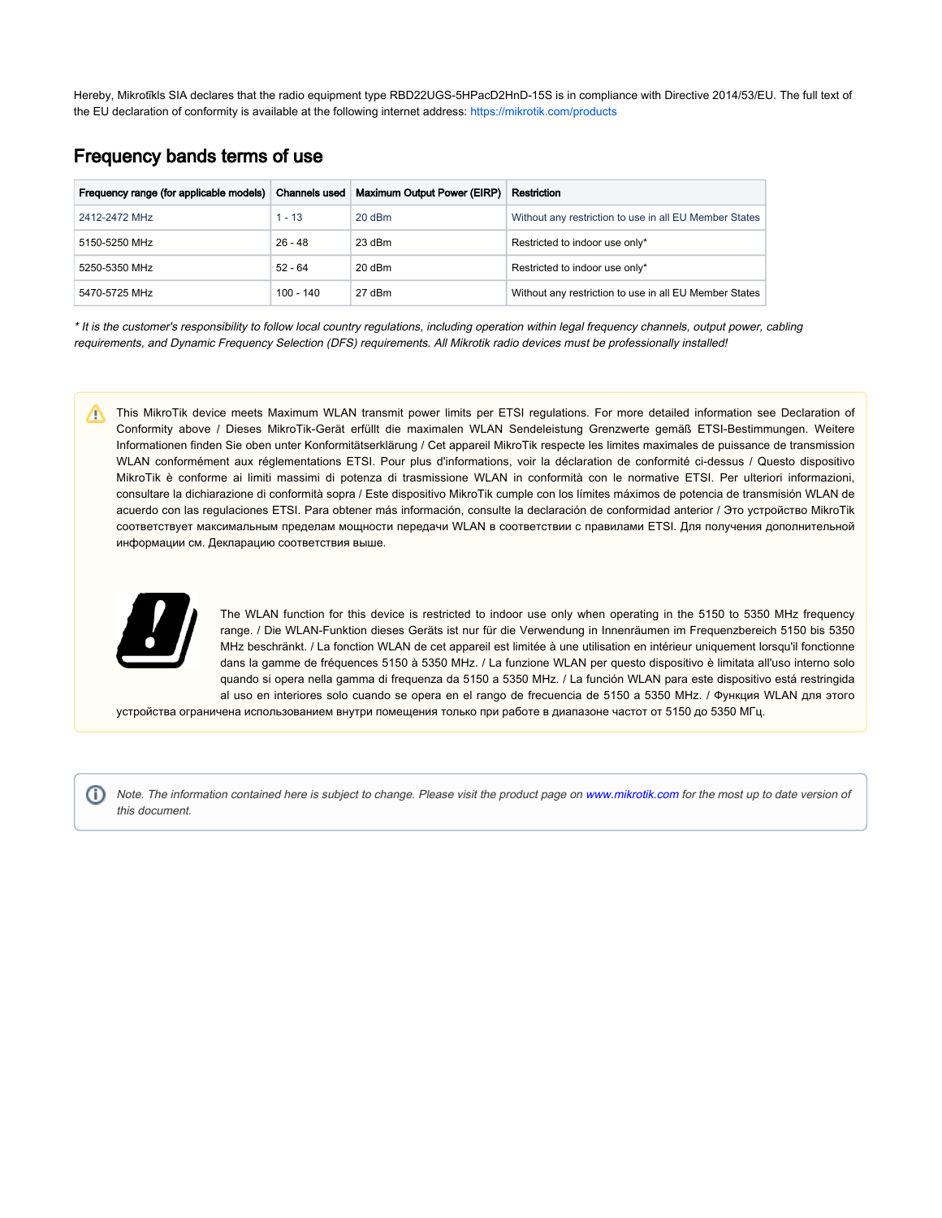Hereby, Mikrotīkls SIA declares that the radio equipment type RBD22UGS-5HPacD2HnD-15S is in compliance with Directive 2014/53/EU. The full text of the EU declaration of conformity is available at the following internet address: https://mikrotik.com/products

## Frequency bands terms of use

| Frequency range (for applicable models) | Channels used | Maximum Output Power (EIRP) | Restriction |
|---|---|---|---|
| 2412-2472 MHz | 1 - 13 | 20 dBm | Without any restriction to use in all EU Member States |
| 5150-5250 MHz | 26 - 48 | 23 dBm | Restricted to indoor use only* |
| 5250-5350 MHz | 52 - 64 | 20 dBm | Restricted to indoor use only* |
| 5470-5725 MHz | 100 - 140 | 27 dBm | Without any restriction to use in all EU Member States |

*\* It is the customer's responsibility to follow local country regulations, including operation within legal frequency channels, output power, cabling requirements, and Dynamic Frequency Selection (DFS) requirements. All Mikrotik radio devices must be professionally installed!*

This MikroTik device meets Maximum WLAN transmit power limits per ETSI regulations. For more detailed information see Declaration of Conformity above / Dieses MikroTik-Gerät erfüllt die maximalen WLAN Sendeleistung Grenzwerte gemäß ETSI-Bestimmungen. Weitere Informationen finden Sie oben unter Konformitätserklärung / Cet appareil MikroTik respecte les limites maximales de puissance de transmission WLAN conformément aux réglementations ETSI. Pour plus d'informations, voir la déclaration de conformité ci-dessus / Questo dispositivo MikroTik è conforme ai limiti massimi di potenza di trasmissione WLAN in conformità con le normative ETSI. Per ulteriori informazioni, consultare la dichiarazione di conformità sopra / Este dispositivo MikroTik cumple con los límites máximos de potencia de transmisión WLAN de acuerdo con las regulaciones ETSI. Para obtener más información, consulte la declaración de conformidad anterior / Это устройство MikroTik соответствует максимальным пределам мощности передачи WLAN в соответствии с правилами ETSI. Для получения дополнительной информации см. Декларацию соответствия выше.

The WLAN function for this device is restricted to indoor use only when operating in the 5150 to 5350 MHz frequency range. / Die WLAN-Funktion dieses Geräts ist nur für die Verwendung in Innenräumen im Frequenzbereich 5150 bis 5350 MHz beschränkt. / La fonction WLAN de cet appareil est limitée à une utilisation en intérieur uniquement lorsqu'il fonctionne dans la gamme de fréquences 5150 à 5350 MHz. / La funzione WLAN per questo dispositivo è limitata all'uso interno solo quando si opera nella gamma di frequenza da 5150 a 5350 MHz. / La función WLAN para este dispositivo está restringida al uso en interiores solo cuando se opera en el rango de frecuencia de 5150 a 5350 MHz. / Функция WLAN для этого устройства ограничена использованием внутри помещения только при работе в диапазоне частот от 5150 до 5350 МГц.

*Note. The information contained here is subject to change. Please visit the product page on www.mikrotik.com for the most up to date version of this document.*